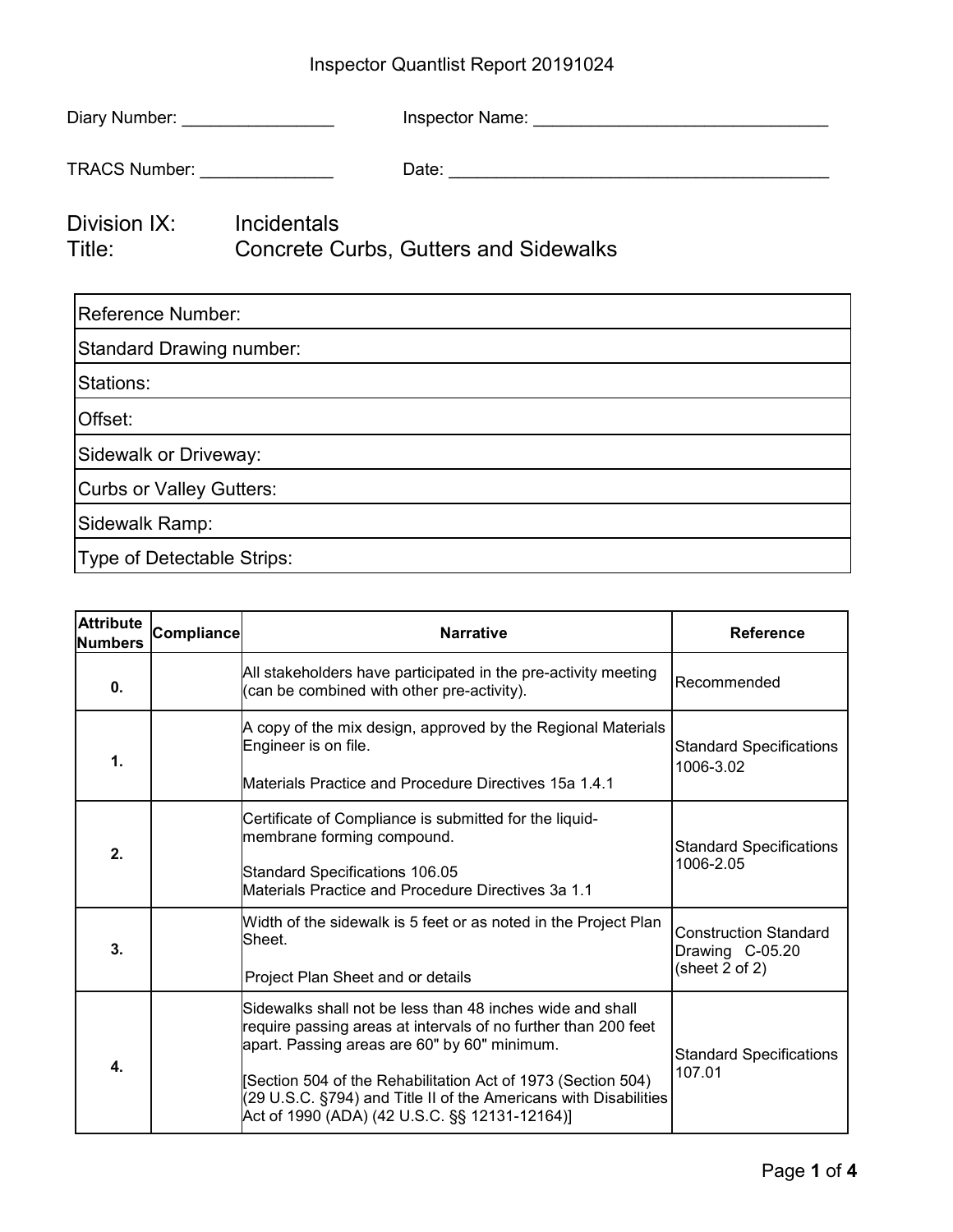# Inspector Quantlist Report 20191024

Diary Number: ________________ Inspector Name: ________________________________

TRACS Number: ______________ Date: __________________________________________

## Division IX: Incidentals
## Title: Concrete Curbs, Gutters and Sidewalks

| Reference Number: |
|---|
| Standard Drawing number: |
| Stations: |
| Offset: |
| Sidewalk or Driveway: |
| Curbs or Valley Gutters: |
| Sidewalk Ramp: |
| Type of Detectable Strips: |

| Attribute Numbers | Compliance | Narrative | Reference |
|---|---|---|---|
| **0.** | | All stakeholders have participated in the pre-activity meeting (can be combined with other pre-activity). | Recommended |
| **1.** | | A copy of the mix design, approved by the Regional Materials Engineer is on file.<br><br>Materials Practice and Procedure Directives 15a 1.4.1 | Standard Specifications 1006-3.02 |
| **2.** | | Certificate of Compliance is submitted for the liquid-membrane forming compound.<br><br>Standard Specifications 106.05<br>Materials Practice and Procedure Directives 3a 1.1 | Standard Specifications 1006-2.05 |
| **3.** | | Width of the sidewalk is 5 feet or as noted in the Project Plan Sheet.<br><br>Project Plan Sheet and or details | Construction Standard Drawing C-05.20 (sheet 2 of 2) |
| **4.** | | Sidewalks shall not be less than 48 inches wide and shall require passing areas at intervals of no further than 200 feet apart. Passing areas are 60" by 60" minimum.<br><br>[Section 504 of the Rehabilitation Act of 1973 (Section 504) (29 U.S.C. §794) and Title II of the Americans with Disabilities Act of 1990 (ADA) (42 U.S.C. §§ 12131-12164)] | Standard Specifications 107.01 |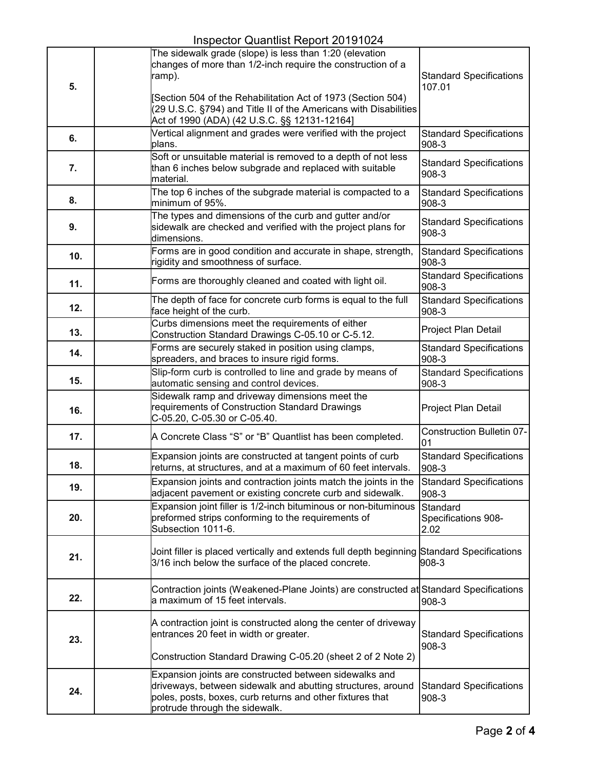| | | | |
|---|---|---|---|
| **5.** | | The sidewalk grade (slope) is less than 1:20 (elevation changes of more than 1/2-inch require the construction of a ramp).<br><br>[Section 504 of the Rehabilitation Act of 1973 (Section 504) (29 U.S.C. §794) and Title II of the Americans with Disabilities Act of 1990 (ADA) (42 U.S.C. §§ 12131-12164] | Standard Specifications 107.01 |
| **6.** | | Vertical alignment and grades were verified with the project plans. | Standard Specifications 908-3 |
| **7.** | | Soft or unsuitable material is removed to a depth of not less than 6 inches below subgrade and replaced with suitable material. | Standard Specifications 908-3 |
| **8.** | | The top 6 inches of the subgrade material is compacted to a minimum of 95%. | Standard Specifications 908-3 |
| **9.** | | The types and dimensions of the curb and gutter and/or sidewalk are checked and verified with the project plans for dimensions. | Standard Specifications 908-3 |
| **10.** | | Forms are in good condition and accurate in shape, strength, rigidity and smoothness of surface. | Standard Specifications 908-3 |
| **11.** | | Forms are thoroughly cleaned and coated with light oil. | Standard Specifications 908-3 |
| **12.** | | The depth of face for concrete curb forms is equal to the full face height of the curb. | Standard Specifications 908-3 |
| **13.** | | Curbs dimensions meet the requirements of either Construction Standard Drawings C-05.10 or C-5.12. | Project Plan Detail |
| **14.** | | Forms are securely staked in position using clamps, spreaders, and braces to insure rigid forms. | Standard Specifications 908-3 |
| **15.** | | Slip-form curb is controlled to line and grade by means of automatic sensing and control devices. | Standard Specifications 908-3 |
| **16.** | | Sidewalk ramp and driveway dimensions meet the requirements of Construction Standard Drawings C-05.20, C-05.30 or C-05.40. | Project Plan Detail |
| **17.** | | A Concrete Class "S" or "B" Quantlist has been completed. | Construction Bulletin 07-01 |
| **18.** | | Expansion joints are constructed at tangent points of curb returns, at structures, and at a maximum of 60 feet intervals. | Standard Specifications 908-3 |
| **19.** | | Expansion joints and contraction joints match the joints in the adjacent pavement or existing concrete curb and sidewalk. | Standard Specifications 908-3 |
| **20.** | | Expansion joint filler is 1/2-inch bituminous or non-bituminous preformed strips conforming to the requirements of Subsection 1011-6. | Standard Specifications 908-2.02 |
| **21.** | | Joint filler is placed vertically and extends full depth beginning 3/16 inch below the surface of the placed concrete. | Standard Specifications 908-3 |
| **22.** | | Contraction joints (Weakened-Plane Joints) are constructed at a maximum of 15 feet intervals. | Standard Specifications 908-3 |
| **23.** | | A contraction joint is constructed along the center of driveway entrances 20 feet in width or greater.<br><br>Construction Standard Drawing C-05.20 (sheet 2 of 2 Note 2) | Standard Specifications 908-3 |
| **24.** | | Expansion joints are constructed between sidewalks and driveways, between sidewalk and abutting structures, around poles, posts, boxes, curb returns and other fixtures that protrude through the sidewalk. | Standard Specifications 908-3 |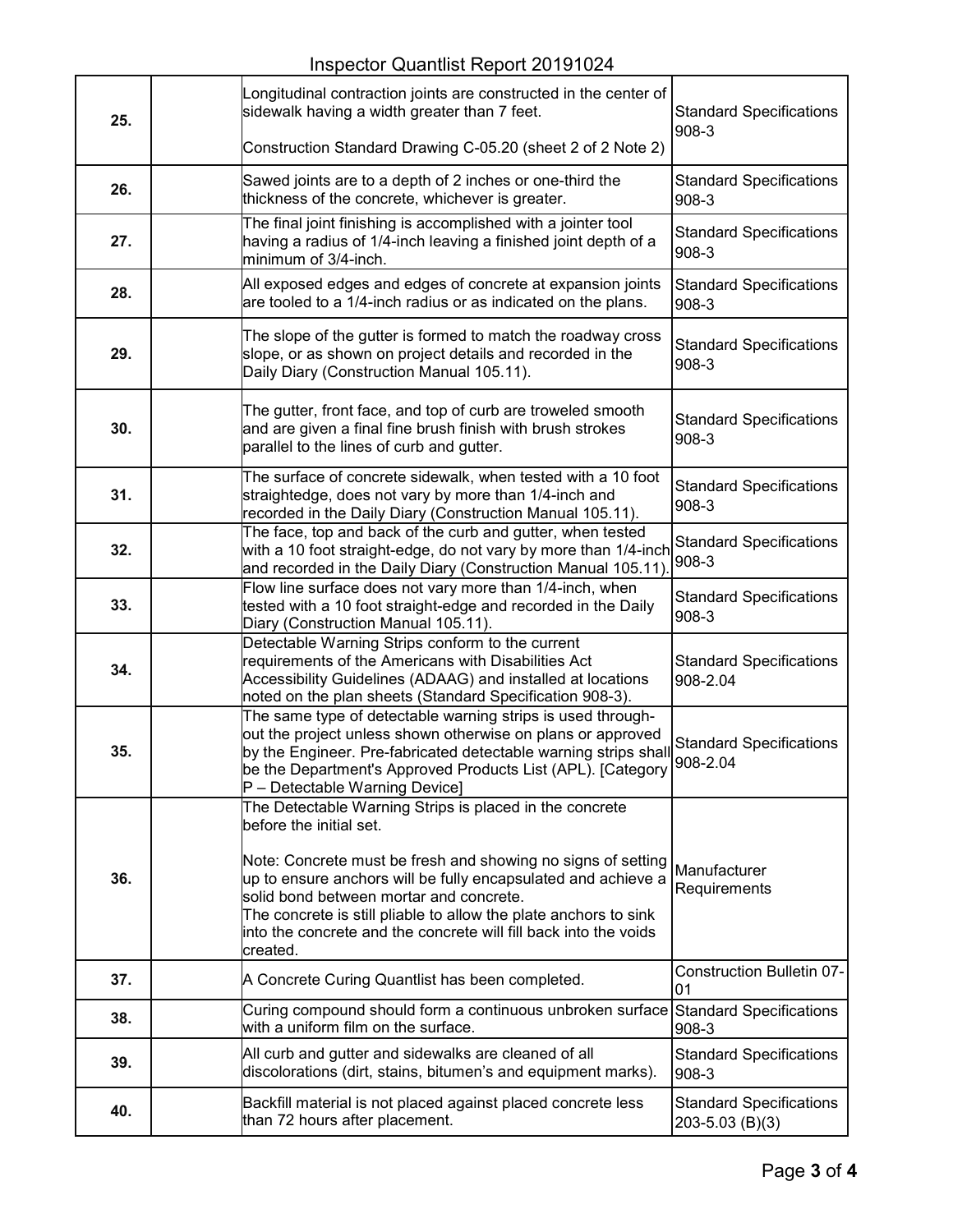| | | | |
|---|---|---|---|
| **25.** | | Longitudinal contraction joints are constructed in the center of sidewalk having a width greater than 7 feet.<br><br>Construction Standard Drawing C-05.20 (sheet 2 of 2 Note 2) | Standard Specifications 908-3 |
| **26.** | | Sawed joints are to a depth of 2 inches or one-third the thickness of the concrete, whichever is greater. | Standard Specifications 908-3 |
| **27.** | | The final joint finishing is accomplished with a jointer tool having a radius of 1/4-inch leaving a finished joint depth of a minimum of 3/4-inch. | Standard Specifications 908-3 |
| **28.** | | All exposed edges and edges of concrete at expansion joints are tooled to a 1/4-inch radius or as indicated on the plans. | Standard Specifications 908-3 |
| **29.** | | The slope of the gutter is formed to match the roadway cross slope, or as shown on project details and recorded in the Daily Diary (Construction Manual 105.11). | Standard Specifications 908-3 |
| **30.** | | The gutter, front face, and top of curb are troweled smooth and are given a final fine brush finish with brush strokes parallel to the lines of curb and gutter. | Standard Specifications 908-3 |
| **31.** | | The surface of concrete sidewalk, when tested with a 10 foot straightedge, does not vary by more than 1/4-inch and recorded in the Daily Diary (Construction Manual 105.11). | Standard Specifications 908-3 |
| **32.** | | The face, top and back of the curb and gutter, when tested with a 10 foot straight-edge, do not vary by more than 1/4-inch and recorded in the Daily Diary (Construction Manual 105.11). | Standard Specifications 908-3 |
| **33.** | | Flow line surface does not vary more than 1/4-inch, when tested with a 10 foot straight-edge and recorded in the Daily Diary (Construction Manual 105.11). | Standard Specifications 908-3 |
| **34.** | | Detectable Warning Strips conform to the current requirements of the Americans with Disabilities Act Accessibility Guidelines (ADAAG) and installed at locations noted on the plan sheets (Standard Specification 908-3). | Standard Specifications 908-2.04 |
| **35.** | | The same type of detectable warning strips is used through-out the project unless shown otherwise on plans or approved by the Engineer. Pre-fabricated detectable warning strips shall be the Department's Approved Products List (APL). [Category P – Detectable Warning Device] | Standard Specifications 908-2.04 |
| **36.** | | The Detectable Warning Strips is placed in the concrete before the initial set.<br><br>Note: Concrete must be fresh and showing no signs of setting up to ensure anchors will be fully encapsulated and achieve a solid bond between mortar and concrete.<br>The concrete is still pliable to allow the plate anchors to sink into the concrete and the concrete will fill back into the voids created. | Manufacturer Requirements |
| **37.** | | A Concrete Curing Quantlist has been completed. | Construction Bulletin 07-01 |
| **38.** | | Curing compound should form a continuous unbroken surface with a uniform film on the surface. | Standard Specifications 908-3 |
| **39.** | | All curb and gutter and sidewalks are cleaned of all discolorations (dirt, stains, bitumen's and equipment marks). | Standard Specifications 908-3 |
| **40.** | | Backfill material is not placed against placed concrete less than 72 hours after placement. | Standard Specifications 203-5.03 (B)(3) |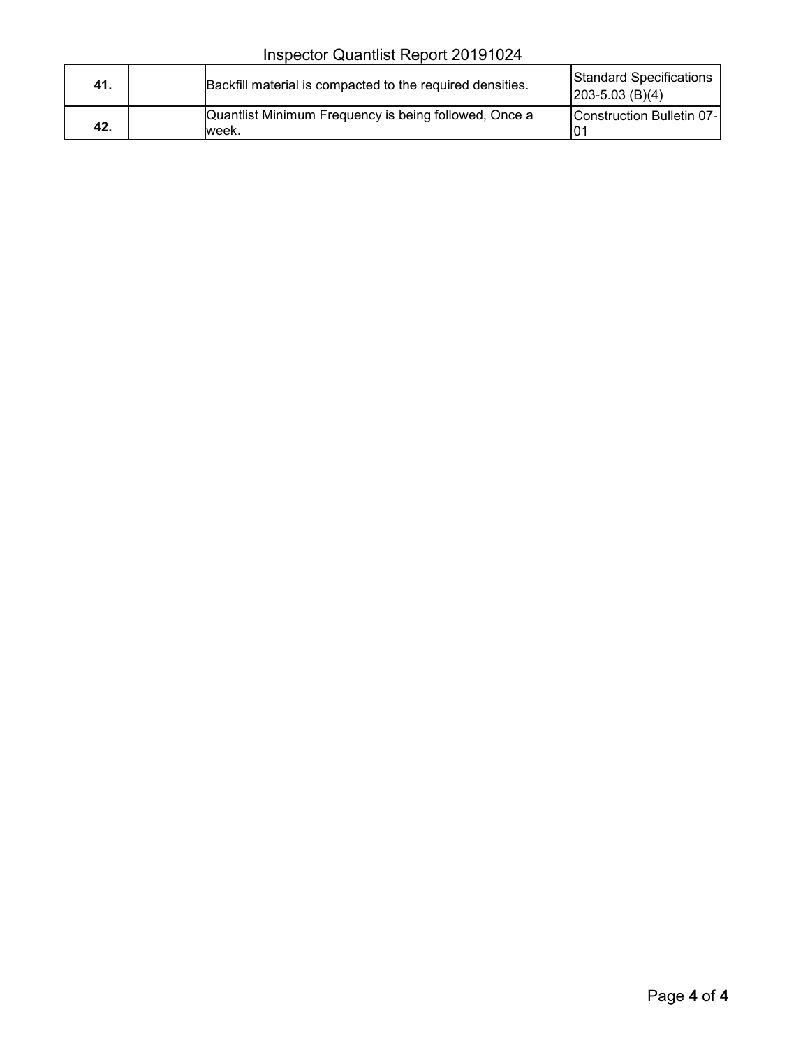| | | | |
|---|---|---|---|
| **41.** | | Backfill material is compacted to the required densities. | Standard Specifications 203-5.03 (B)(4) |
| **42.** | | Quantlist Minimum Frequency is being followed, Once a week. | Construction Bulletin 07-01 |